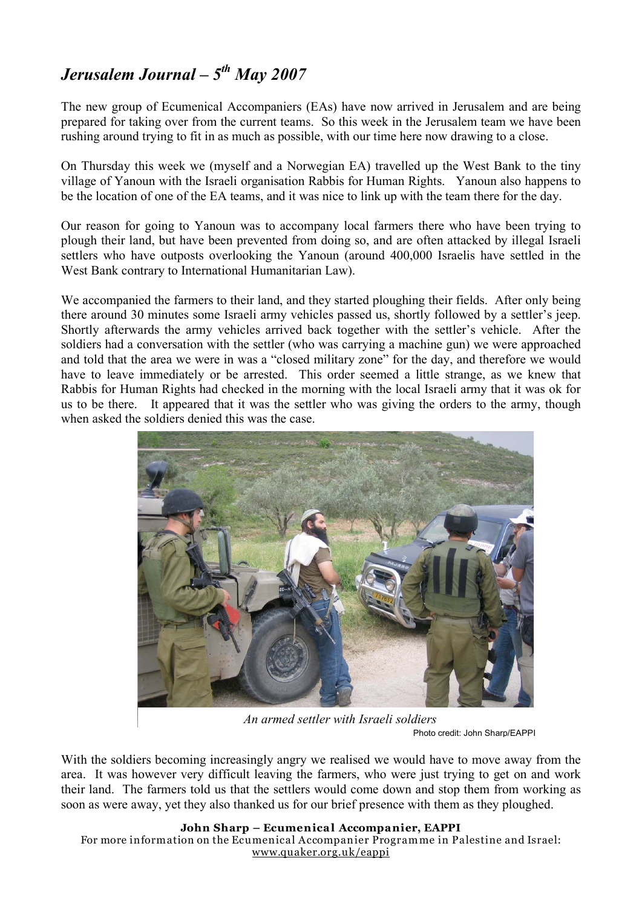# *Jerusalem Journal – 5th May 2007*

The new group of Ecumenical Accompaniers (EAs) have now arrived in Jerusalem and are being prepared for taking over from the current teams. So this week in the Jerusalem team we have been rushing around trying to fit in as much as possible, with our time here now drawing to a close.

On Thursday this week we (myself and a Norwegian EA) travelled up the West Bank to the tiny village of Yanoun with the Israeli organisation Rabbis for Human Rights. Yanoun also happens to be the location of one of the EA teams, and it was nice to link up with the team there for the day.

Our reason for going to Yanoun was to accompany local farmers there who have been trying to plough their land, but have been prevented from doing so, and are often attacked by illegal Israeli settlers who have outposts overlooking the Yanoun (around 400,000 Israelis have settled in the West Bank contrary to International Humanitarian Law).

We accompanied the farmers to their land, and they started ploughing their fields. After only being there around 30 minutes some Israeli army vehicles passed us, shortly followed by a settler's jeep. Shortly afterwards the army vehicles arrived back together with the settler's vehicle. After the soldiers had a conversation with the settler (who was carrying a machine gun) we were approached and told that the area we were in was a "closed military zone" for the day, and therefore we would have to leave immediately or be arrested. This order seemed a little strange, as we knew that Rabbis for Human Rights had checked in the morning with the local Israeli army that it was ok for us to be there. It appeared that it was the settler who was giving the orders to the army, though when asked the soldiers denied this was the case.

*An armed settler with Israeli soldiers*

Photo credit: John Sharp/EAPPI

With the soldiers becoming increasingly angry we realised we would have to move away from the area. It was however very difficult leaving the farmers, who were just trying to get on and work their land. The farmers told us that the settlers would come down and stop them from working as soon as were away, yet they also thanked us for our brief presence with them as they ploughed.

**John Sharp – Ecumenical Accompanier, EAPPI**

For more information on the Ecumenical Accompanier Programme in Palestine and Israel: www.quaker.org.uk/eappi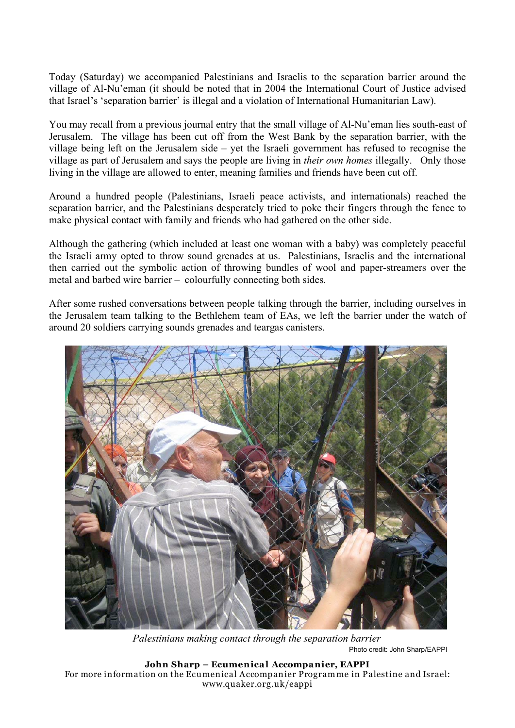Today (Saturday) we accompanied Palestinians and Israelis to the separation barrier around the village of Al-Nu'eman (it should be noted that in 2004 the International Court of Justice advised that Israel's 'separation barrier' is illegal and a violation of International Humanitarian Law).

You may recall from a previous journal entry that the small village of Al-Nu'eman lies south-east of Jerusalem. The village has been cut off from the West Bank by the separation barrier, with the village being left on the Jerusalem side – yet the Israeli government has refused to recognise the village as part of Jerusalem and says the people are living in *their own homes* illegally. Only those living in the village are allowed to enter, meaning families and friends have been cut off.

Around a hundred people (Palestinians, Israeli peace activists, and internationals) reached the separation barrier, and the Palestinians desperately tried to poke their fingers through the fence to make physical contact with family and friends who had gathered on the other side.

Although the gathering (which included at least one woman with a baby) was completely peaceful the Israeli army opted to throw sound grenades at us. Palestinians, Israelis and the international then carried out the symbolic action of throwing bundles of wool and paper-streamers over the metal and barbed wire barrier – colourfully connecting both sides.

After some rushed conversations between people talking through the barrier, including ourselves in the Jerusalem team talking to the Bethlehem team of EAs, we left the barrier under the watch of around 20 soldiers carrying sounds grenades and teargas canisters.

*Palestinians making contact through the separation barrier*

Photo credit: John Sharp/EAPPI

**John Sharp – Ecumenical Accompanier, EAPPI**

For more information on the Ecumenical Accompanier Programme in Palestine and Israel: www.quaker.org.uk/eappi